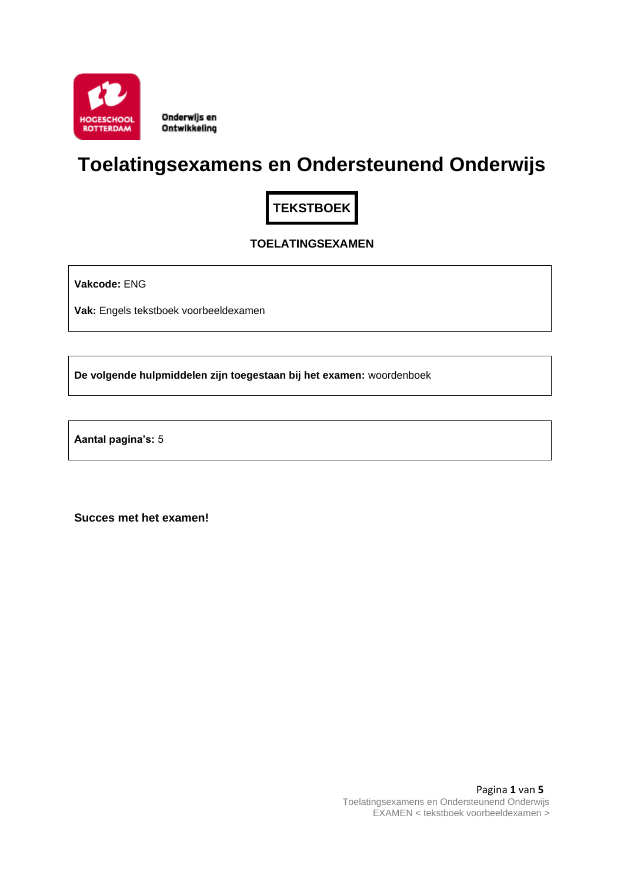HOGESCHOOL ROTTERDAM

**Onderwijs en Ontwikkeling**

# Toelatingsexamens en Ondersteunend Onderwijs

**TEKSTBOEK**

**TOELATINGSEXAMEN**

**Vakcode:** ENG

**Vak:** Engels tekstboek voorbeeldexamen

**De volgende hulpmiddelen zijn toegestaan bij het examen:** woordenboek

**Aantal pagina's:** 5

**Succes met het examen!**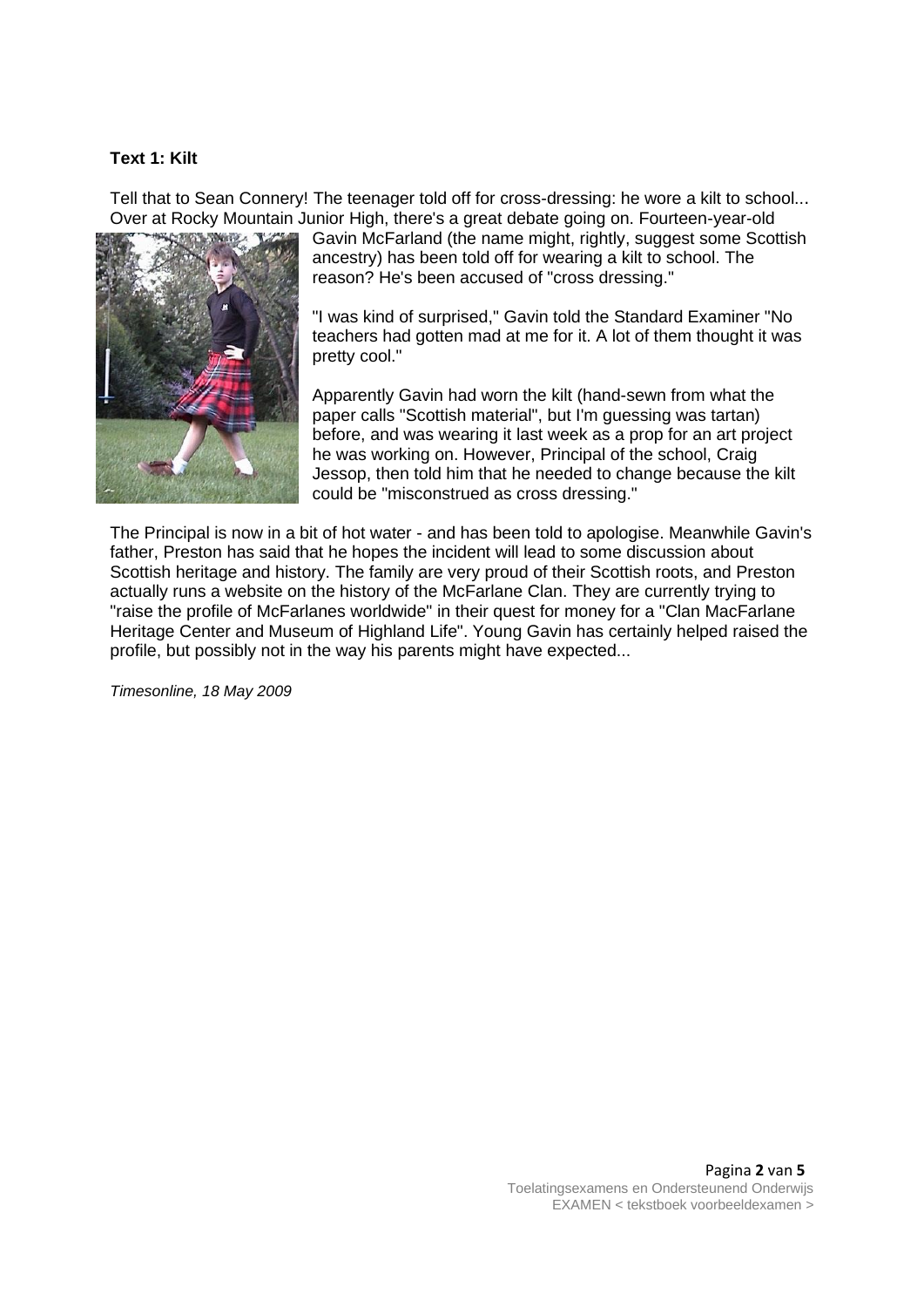**Text 1: Kilt**

Tell that to Sean Connery! The teenager told off for cross-dressing: he wore a kilt to school... Over at Rocky Mountain Junior High, there's a great debate going on. Fourteen-year-old Gavin McFarland (the name might, rightly, suggest some Scottish ancestry) has been told off for wearing a kilt to school. The reason? He's been accused of "cross dressing."

"I was kind of surprised," Gavin told the Standard Examiner "No teachers had gotten mad at me for it. A lot of them thought it was pretty cool."

Apparently Gavin had worn the kilt (hand-sewn from what the paper calls "Scottish material", but I'm guessing was tartan) before, and was wearing it last week as a prop for an art project he was working on. However, Principal of the school, Craig Jessop, then told him that he needed to change because the kilt could be "misconstrued as cross dressing."

The Principal is now in a bit of hot water - and has been told to apologise. Meanwhile Gavin's father, Preston has said that he hopes the incident will lead to some discussion about Scottish heritage and history. The family are very proud of their Scottish roots, and Preston actually runs a website on the history of the McFarlane Clan. They are currently trying to "raise the profile of McFarlanes worldwide" in their quest for money for a "Clan MacFarlane Heritage Center and Museum of Highland Life". Young Gavin has certainly helped raised the profile, but possibly not in the way his parents might have expected...

*Timesonline, 18 May 2009*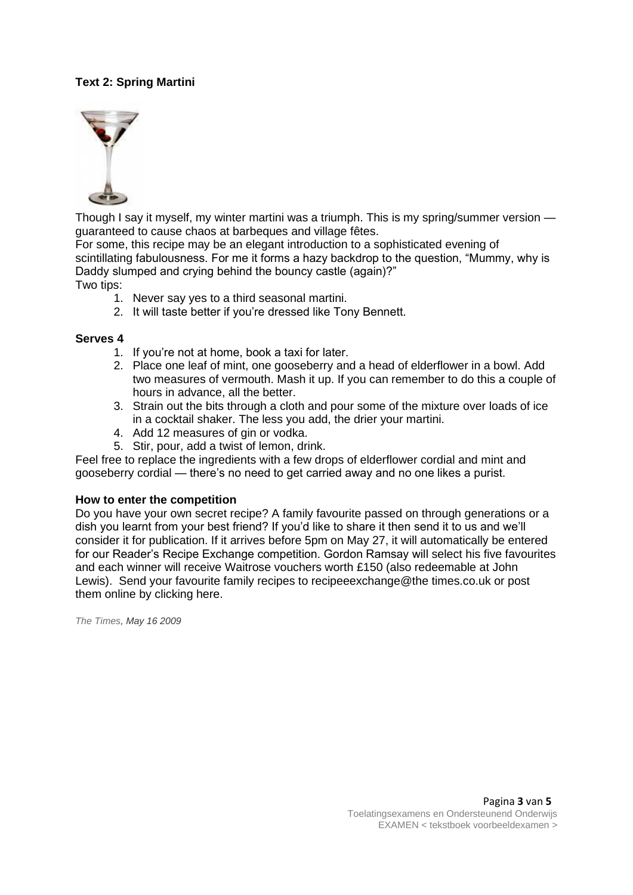**Text 2: Spring Martini**

Though I say it myself, my winter martini was a triumph. This is my spring/summer version — guaranteed to cause chaos at barbeques and village fêtes.
For some, this recipe may be an elegant introduction to a sophisticated evening of scintillating fabulousness. For me it forms a hazy backdrop to the question, "Mummy, why is Daddy slumped and crying behind the bouncy castle (again)?"
Two tips:

1. Never say yes to a third seasonal martini.
2. It will taste better if you're dressed like Tony Bennett.

**Serves 4**

1. If you're not at home, book a taxi for later.
2. Place one leaf of mint, one gooseberry and a head of elderflower in a bowl. Add two measures of vermouth. Mash it up. If you can remember to do this a couple of hours in advance, all the better.
3. Strain out the bits through a cloth and pour some of the mixture over loads of ice in a cocktail shaker. The less you add, the drier your martini.
4. Add 12 measures of gin or vodka.
5. Stir, pour, add a twist of lemon, drink.

Feel free to replace the ingredients with a few drops of elderflower cordial and mint and gooseberry cordial — there's no need to get carried away and no one likes a purist.

**How to enter the competition**

Do you have your own secret recipe? A family favourite passed on through generations or a dish you learnt from your best friend? If you'd like to share it then send it to us and we'll consider it for publication. If it arrives before 5pm on May 27, it will automatically be entered for our Reader's Recipe Exchange competition. Gordon Ramsay will select his five favourites and each winner will receive Waitrose vouchers worth £150 (also redeemable at John Lewis). Send your favourite family recipes to recipeeexchange@the times.co.uk or post them online by clicking here.

*The Times, May 16 2009*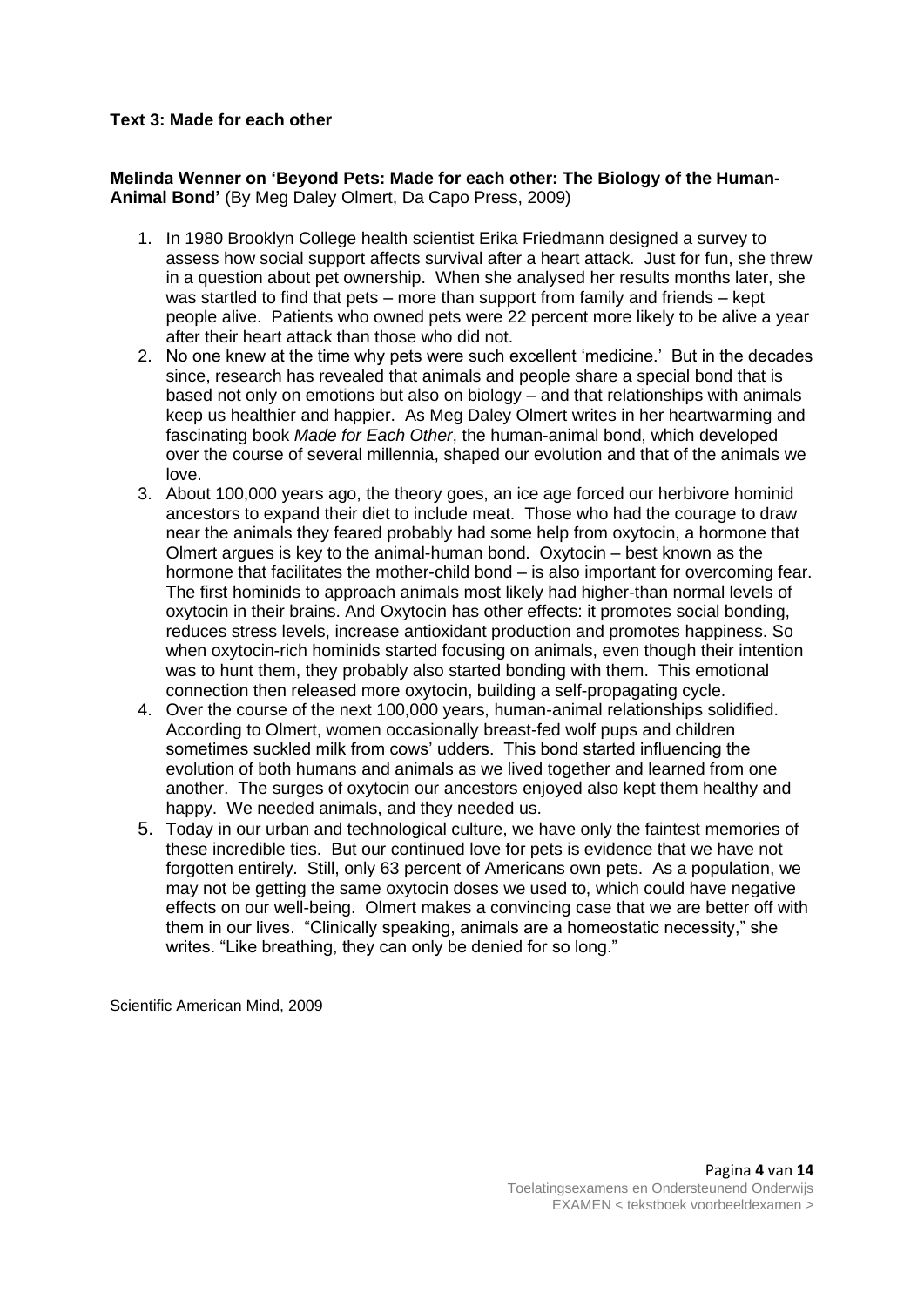**Text 3: Made for each other**

**Melinda Wenner on 'Beyond Pets: Made for each other: The Biology of the Human-Animal Bond'** (By Meg Daley Olmert, Da Capo Press, 2009)

1. In 1980 Brooklyn College health scientist Erika Friedmann designed a survey to assess how social support affects survival after a heart attack. Just for fun, she threw in a question about pet ownership. When she analysed her results months later, she was startled to find that pets – more than support from family and friends – kept people alive. Patients who owned pets were 22 percent more likely to be alive a year after their heart attack than those who did not.
2. No one knew at the time why pets were such excellent 'medicine.' But in the decades since, research has revealed that animals and people share a special bond that is based not only on emotions but also on biology – and that relationships with animals keep us healthier and happier. As Meg Daley Olmert writes in her heartwarming and fascinating book *Made for Each Other*, the human-animal bond, which developed over the course of several millennia, shaped our evolution and that of the animals we love.
3. About 100,000 years ago, the theory goes, an ice age forced our herbivore hominid ancestors to expand their diet to include meat. Those who had the courage to draw near the animals they feared probably had some help from oxytocin, a hormone that Olmert argues is key to the animal-human bond. Oxytocin – best known as the hormone that facilitates the mother-child bond – is also important for overcoming fear. The first hominids to approach animals most likely had higher-than normal levels of oxytocin in their brains. And Oxytocin has other effects: it promotes social bonding, reduces stress levels, increase antioxidant production and promotes happiness. So when oxytocin-rich hominids started focusing on animals, even though their intention was to hunt them, they probably also started bonding with them. This emotional connection then released more oxytocin, building a self-propagating cycle.
4. Over the course of the next 100,000 years, human-animal relationships solidified. According to Olmert, women occasionally breast-fed wolf pups and children sometimes suckled milk from cows' udders. This bond started influencing the evolution of both humans and animals as we lived together and learned from one another. The surges of oxytocin our ancestors enjoyed also kept them healthy and happy. We needed animals, and they needed us.
5. Today in our urban and technological culture, we have only the faintest memories of these incredible ties. But our continued love for pets is evidence that we have not forgotten entirely. Still, only 63 percent of Americans own pets. As a population, we may not be getting the same oxytocin doses we used to, which could have negative effects on our well-being. Olmert makes a convincing case that we are better off with them in our lives. "Clinically speaking, animals are a homeostatic necessity," she writes. "Like breathing, they can only be denied for so long."

Scientific American Mind, 2009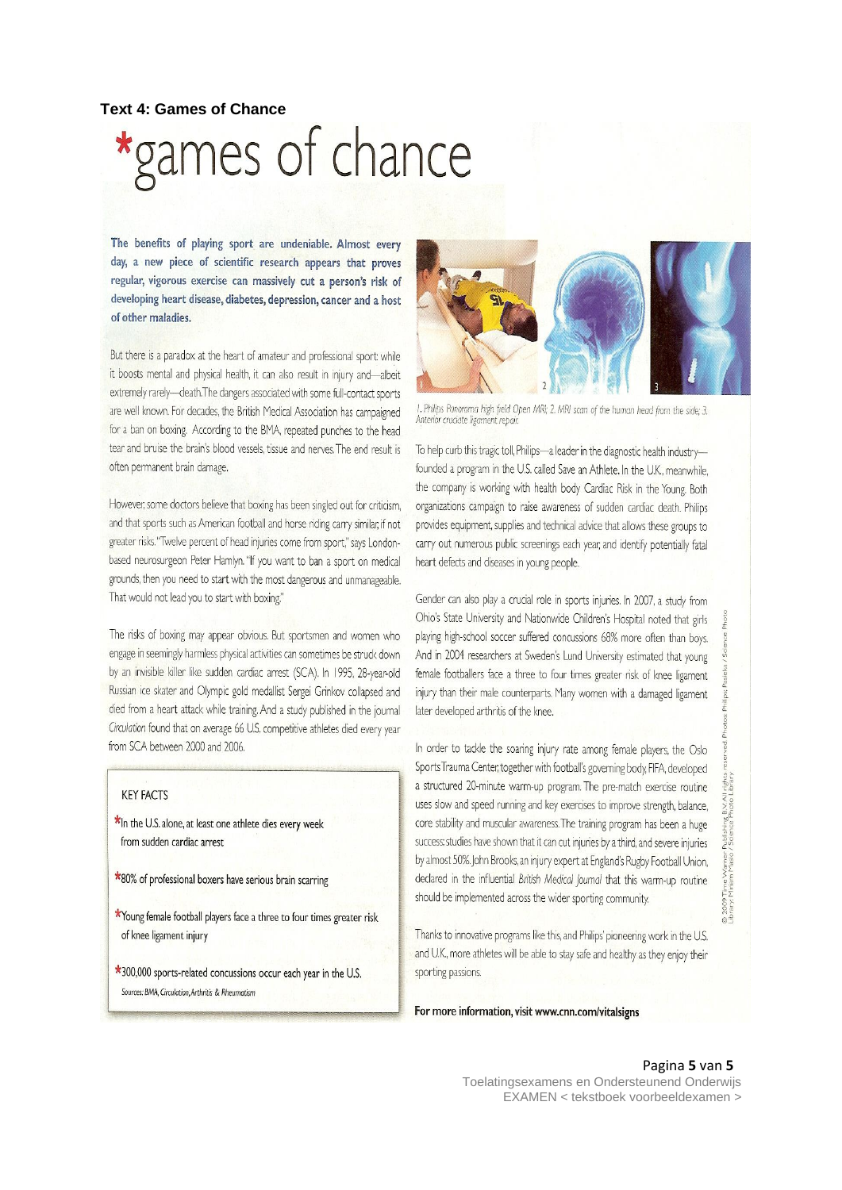**Text 4: Games of Chance**

# *games of chance

**The benefits of playing sport are undeniable. Almost every day, a new piece of scientific research appears that proves regular, vigorous exercise can massively cut a person's risk of developing heart disease, diabetes, depression, cancer and a host of other maladies.**

But there is a paradox at the heart of amateur and professional sport: while it boosts mental and physical health, it can also result in injury and—albeit extremely rarely—death. The dangers associated with some full-contact sports are well known. For decades, the British Medical Association has campaigned for a ban on boxing. According to the BMA, repeated punches to the head tear and bruise the brain's blood vessels, tissue and nerves. The end result is often permanent brain damage.

However, some doctors believe that boxing has been singled out for criticism, and that sports such as American football and horse riding carry similar, if not greater risks. "Twelve percent of head injuries come from sport," says London-based neurosurgeon Peter Hamlyn. "If you want to ban a sport on medical grounds, then you need to start with the most dangerous and unmanageable. That would not lead you to start with boxing."

The risks of boxing may appear obvious. But sportsmen and women who engage in seemingly harmless physical activities can sometimes be struck down by an invisible killer like sudden cardiac arrest (SCA). In 1995, 28-year-old Russian ice skater and Olympic gold medallist Sergei Grinkov collapsed and died from a heart attack while training. And a study published in the journal *Circulation* found that on average 66 U.S. competitive athletes died every year from SCA between 2000 and 2006.

**KEY FACTS**

*In the U.S. alone, at least one athlete dies every week from sudden cardiac arrest

*80% of professional boxers have serious brain scarring

*Young female football players face a three to four times greater risk of knee ligament injury

*300,000 sports-related concussions occur each year in the U.S.

Sources: BMA, Circulation, Arthritis & Rheumatism

*1. Philips Panorama high field Open MRI; 2. MRI scan of the human head from the side; 3. Anterior cruciate ligament repair.*

To help curb this tragic toll, Philips—a leader in the diagnostic health industry—founded a program in the U.S. called Save an Athlete. In the U.K., meanwhile, the company is working with health body Cardiac Risk in the Young. Both organizations campaign to raise awareness of sudden cardiac death. Philips provides equipment, supplies and technical advice that allows these groups to carry out numerous public screenings each year, and identify potentially fatal heart defects and diseases in young people.

Gender can also play a crucial role in sports injuries. In 2007, a study from Ohio's State University and Nationwide Children's Hospital noted that girls playing high-school soccer suffered concussions 68% more often than boys. And in 2004 researchers at Sweden's Lund University estimated that young female footballers face a three to four times greater risk of knee ligament injury than their male counterparts. Many women with a damaged ligament later developed arthritis of the knee.

In order to tackle the soaring injury rate among female players, the Oslo Sports Trauma Center, together with football's governing body, FIFA, developed a structured 20-minute warm-up program. The pre-match exercise routine uses slow and speed running and key exercises to improve strength, balance, core stability and muscular awareness. The training program has been a huge success: studies have shown that it can cut injuries by a third, and severe injuries by almost 50%. John Brooks, an injury expert at England's Rugby Football Union, declared in the influential *British Medical Journal* that this warm-up routine should be implemented across the wider sporting community.

Thanks to innovative programs like this, and Philips' pioneering work in the U.S. and U.K., more athletes will be able to stay safe and healthy as they enjoy their sporting passions.

**For more information, visit www.cnn.com/vitalsigns**

© 2009 Time Warner Publishing B.V. All rights reserved. Photos: Philips; Pasieka / Science Photo Library; Miriam Maslo / Science Photo Library